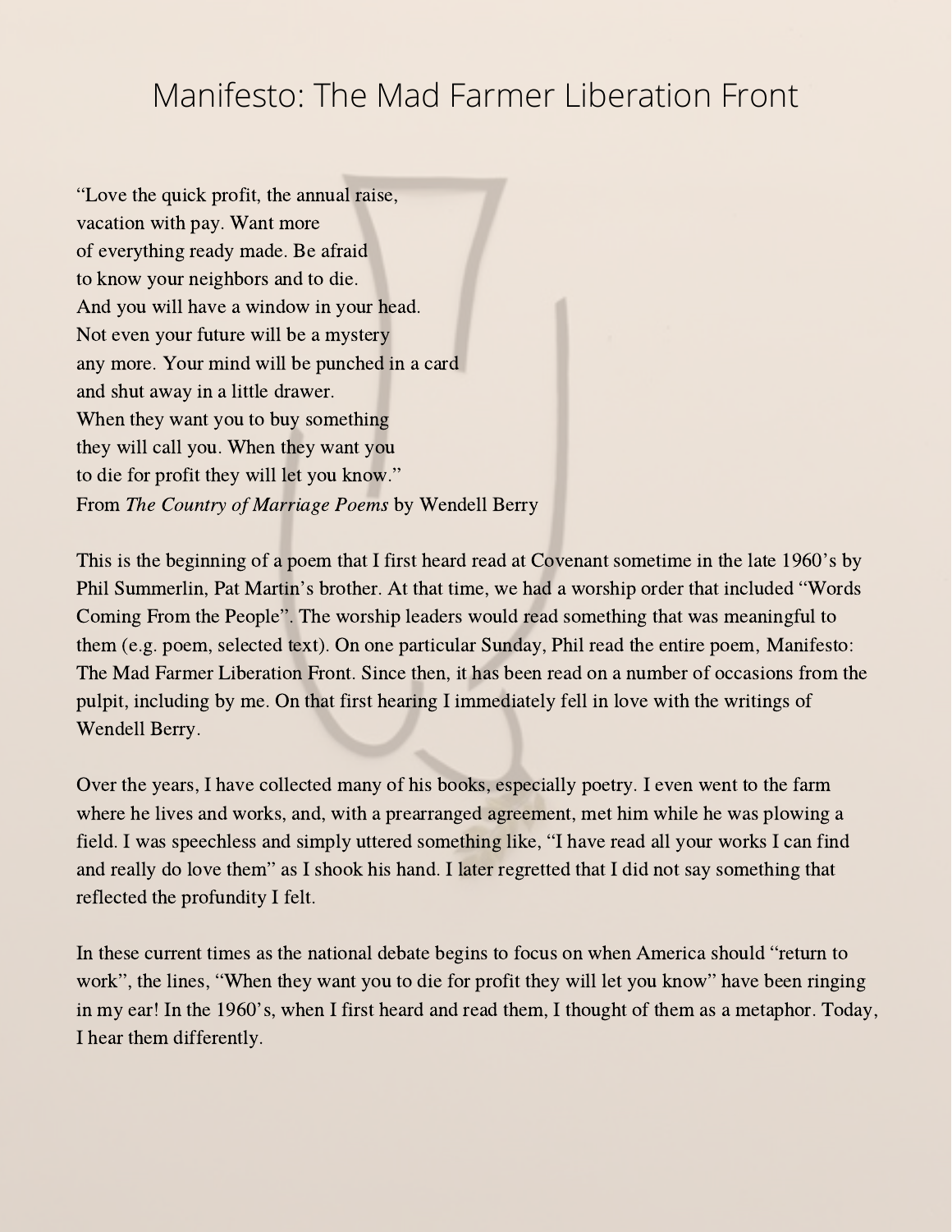# Manifesto: The Mad Farmer Liberation Front

"Love the quick profit, the annual raise,
vacation with pay. Want more
of everything ready made. Be afraid
to know your neighbors and to die.
And you will have a window in your head.
Not even your future will be a mystery
any more. Your mind will be punched in a card
and shut away in a little drawer.
When they want you to buy something
they will call you. When they want you
to die for profit they will let you know."
From *The Country of Marriage Poems* by Wendell Berry

This is the beginning of a poem that I first heard read at Covenant sometime in the late 1960's by Phil Summerlin, Pat Martin's brother. At that time, we had a worship order that included "Words Coming From the People". The worship leaders would read something that was meaningful to them (e.g. poem, selected text). On one particular Sunday, Phil read the entire poem, Manifesto: The Mad Farmer Liberation Front. Since then, it has been read on a number of occasions from the pulpit, including by me. On that first hearing I immediately fell in love with the writings of Wendell Berry.

Over the years, I have collected many of his books, especially poetry. I even went to the farm where he lives and works, and, with a prearranged agreement, met him while he was plowing a field. I was speechless and simply uttered something like, "I have read all your works I can find and really do love them" as I shook his hand. I later regretted that I did not say something that reflected the profundity I felt.

In these current times as the national debate begins to focus on when America should "return to work", the lines, "When they want you to die for profit they will let you know" have been ringing in my ear! In the 1960's, when I first heard and read them, I thought of them as a metaphor. Today, I hear them differently.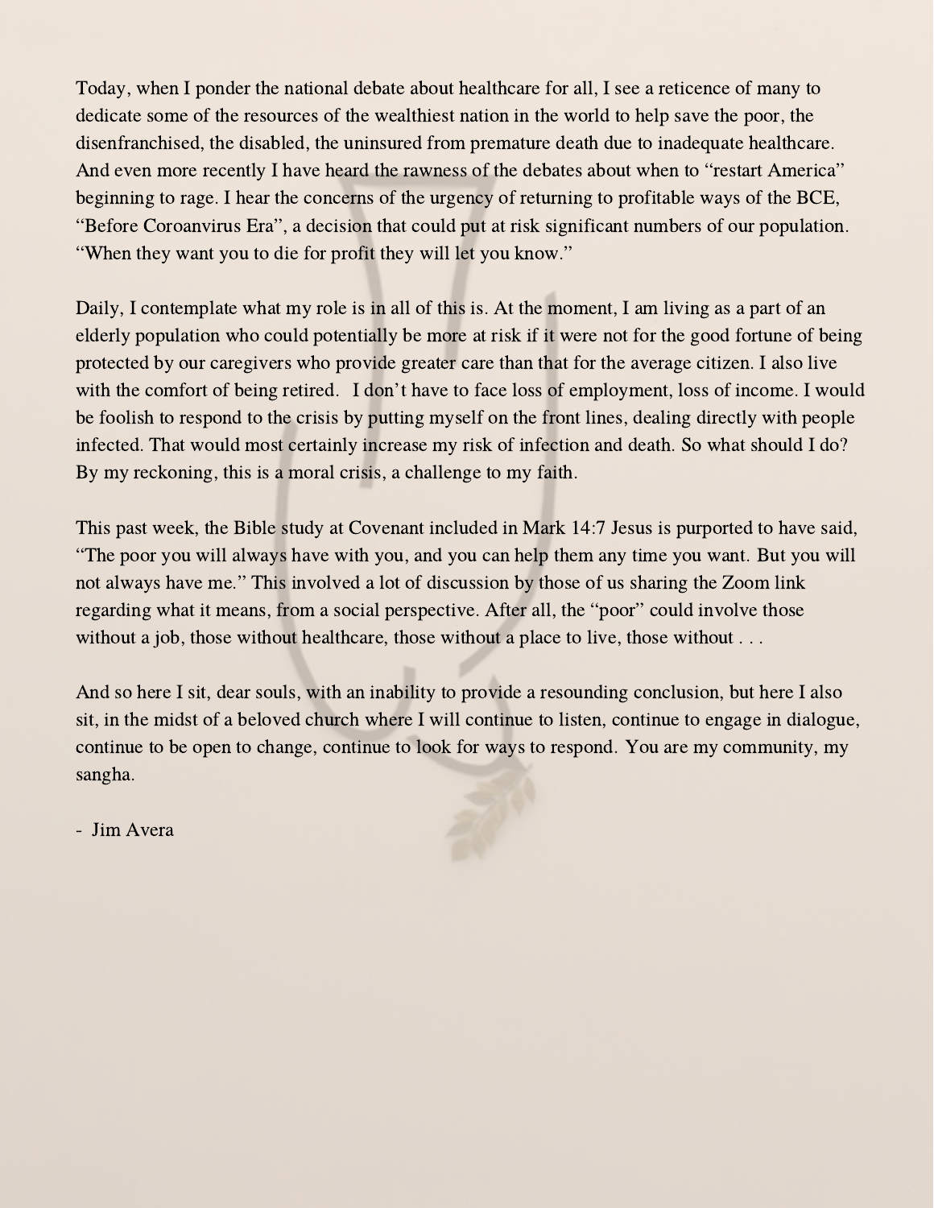Today, when I ponder the national debate about healthcare for all, I see a reticence of many to dedicate some of the resources of the wealthiest nation in the world to help save the poor, the disenfranchised, the disabled, the uninsured from premature death due to inadequate healthcare. And even more recently I have heard the rawness of the debates about when to "restart America" beginning to rage. I hear the concerns of the urgency of returning to profitable ways of the BCE, "Before Coroanvirus Era", a decision that could put at risk significant numbers of our population. "When they want you to die for profit they will let you know."

Daily, I contemplate what my role is in all of this is. At the moment, I am living as a part of an elderly population who could potentially be more at risk if it were not for the good fortune of being protected by our caregivers who provide greater care than that for the average citizen. I also live with the comfort of being retired. I don't have to face loss of employment, loss of income. I would be foolish to respond to the crisis by putting myself on the front lines, dealing directly with people infected. That would most certainly increase my risk of infection and death. So what should I do? By my reckoning, this is a moral crisis, a challenge to my faith.

This past week, the Bible study at Covenant included in Mark 14:7 Jesus is purported to have said, "The poor you will always have with you, and you can help them any time you want. But you will not always have me." This involved a lot of discussion by those of us sharing the Zoom link regarding what it means, from a social perspective. After all, the "poor" could involve those without a job, those without healthcare, those without a place to live, those without . . .

And so here I sit, dear souls, with an inability to provide a resounding conclusion, but here I also sit, in the midst of a beloved church where I will continue to listen, continue to engage in dialogue, continue to be open to change, continue to look for ways to respond. You are my community, my sangha.

- Jim Avera